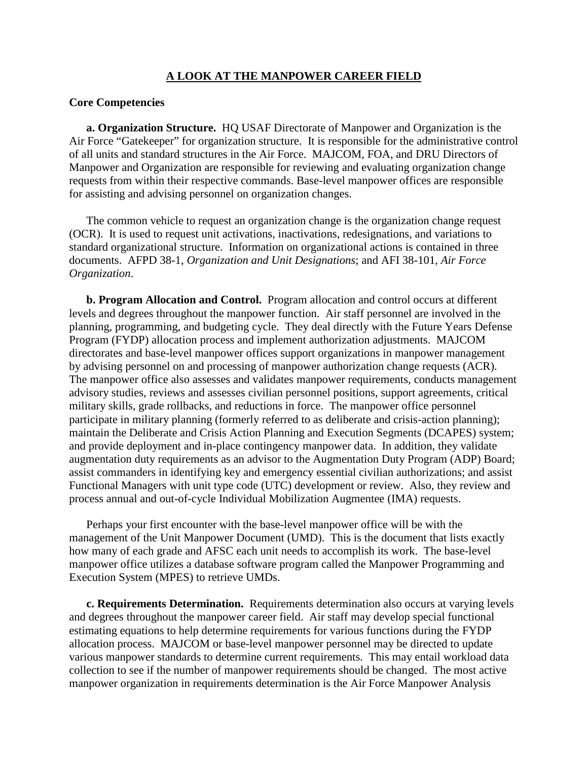# A LOOK AT THE MANPOWER CAREER FIELD

## Core Competencies

**a. Organization Structure.** HQ USAF Directorate of Manpower and Organization is the Air Force "Gatekeeper" for organization structure. It is responsible for the administrative control of all units and standard structures in the Air Force. MAJCOM, FOA, and DRU Directors of Manpower and Organization are responsible for reviewing and evaluating organization change requests from within their respective commands. Base-level manpower offices are responsible for assisting and advising personnel on organization changes.

The common vehicle to request an organization change is the organization change request (OCR). It is used to request unit activations, inactivations, redesignations, and variations to standard organizational structure. Information on organizational actions is contained in three documents. AFPD 38-1, *Organization and Unit Designations*; and AFI 38-101, *Air Force Organization*.

**b. Program Allocation and Control.** Program allocation and control occurs at different levels and degrees throughout the manpower function. Air staff personnel are involved in the planning, programming, and budgeting cycle. They deal directly with the Future Years Defense Program (FYDP) allocation process and implement authorization adjustments. MAJCOM directorates and base-level manpower offices support organizations in manpower management by advising personnel on and processing of manpower authorization change requests (ACR). The manpower office also assesses and validates manpower requirements, conducts management advisory studies, reviews and assesses civilian personnel positions, support agreements, critical military skills, grade rollbacks, and reductions in force. The manpower office personnel participate in military planning (formerly referred to as deliberate and crisis-action planning); maintain the Deliberate and Crisis Action Planning and Execution Segments (DCAPES) system; and provide deployment and in-place contingency manpower data. In addition, they validate augmentation duty requirements as an advisor to the Augmentation Duty Program (ADP) Board; assist commanders in identifying key and emergency essential civilian authorizations; and assist Functional Managers with unit type code (UTC) development or review. Also, they review and process annual and out-of-cycle Individual Mobilization Augmentee (IMA) requests.

Perhaps your first encounter with the base-level manpower office will be with the management of the Unit Manpower Document (UMD). This is the document that lists exactly how many of each grade and AFSC each unit needs to accomplish its work. The base-level manpower office utilizes a database software program called the Manpower Programming and Execution System (MPES) to retrieve UMDs.

**c. Requirements Determination.** Requirements determination also occurs at varying levels and degrees throughout the manpower career field. Air staff may develop special functional estimating equations to help determine requirements for various functions during the FYDP allocation process. MAJCOM or base-level manpower personnel may be directed to update various manpower standards to determine current requirements. This may entail workload data collection to see if the number of manpower requirements should be changed. The most active manpower organization in requirements determination is the Air Force Manpower Analysis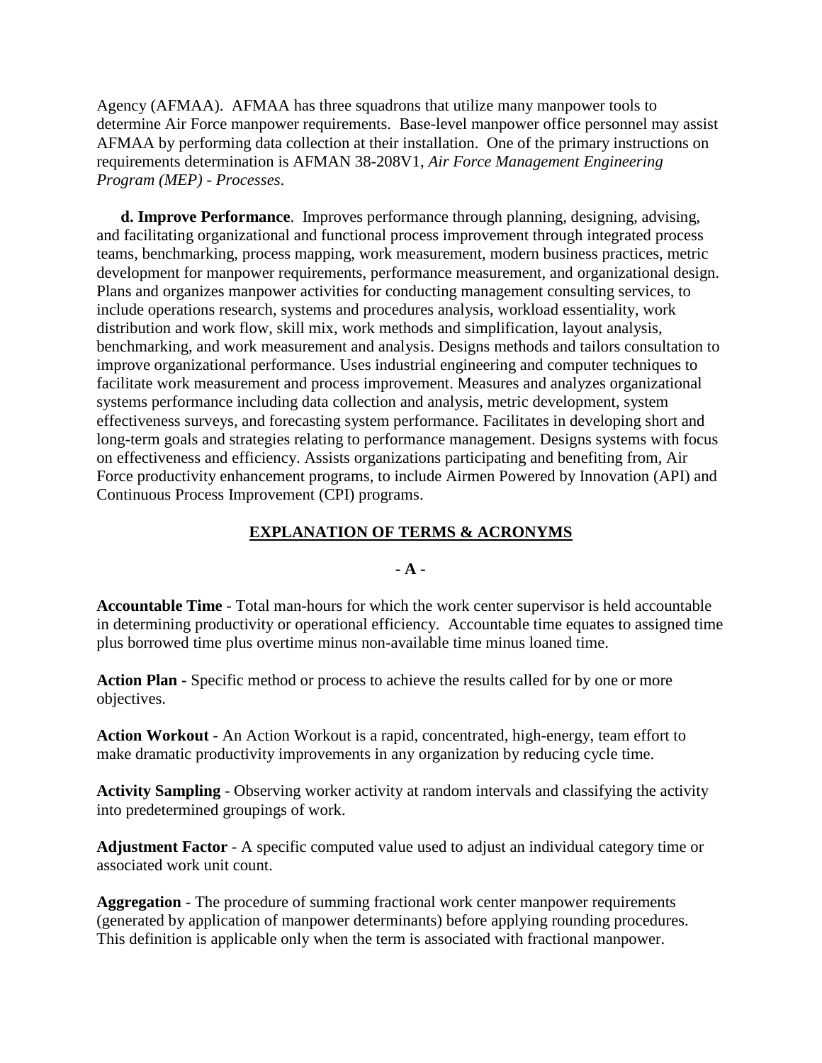Agency (AFMAA). AFMAA has three squadrons that utilize many manpower tools to determine Air Force manpower requirements. Base-level manpower office personnel may assist AFMAA by performing data collection at their installation. One of the primary instructions on requirements determination is AFMAN 38-208V1, *Air Force Management Engineering Program (MEP) - Processes*.

**d. Improve Performance**. Improves performance through planning, designing, advising, and facilitating organizational and functional process improvement through integrated process teams, benchmarking, process mapping, work measurement, modern business practices, metric development for manpower requirements, performance measurement, and organizational design. Plans and organizes manpower activities for conducting management consulting services, to include operations research, systems and procedures analysis, workload essentiality, work distribution and work flow, skill mix, work methods and simplification, layout analysis, benchmarking, and work measurement and analysis. Designs methods and tailors consultation to improve organizational performance. Uses industrial engineering and computer techniques to facilitate work measurement and process improvement. Measures and analyzes organizational systems performance including data collection and analysis, metric development, system effectiveness surveys, and forecasting system performance. Facilitates in developing short and long-term goals and strategies relating to performance management. Designs systems with focus on effectiveness and efficiency. Assists organizations participating and benefiting from, Air Force productivity enhancement programs, to include Airmen Powered by Innovation (API) and Continuous Process Improvement (CPI) programs.

## EXPLANATION OF TERMS & ACRONYMS

### - A -

**Accountable Time** - Total man-hours for which the work center supervisor is held accountable in determining productivity or operational efficiency. Accountable time equates to assigned time plus borrowed time plus overtime minus non-available time minus loaned time.

**Action Plan** - Specific method or process to achieve the results called for by one or more objectives.

**Action Workout** - An Action Workout is a rapid, concentrated, high-energy, team effort to make dramatic productivity improvements in any organization by reducing cycle time.

**Activity Sampling** - Observing worker activity at random intervals and classifying the activity into predetermined groupings of work.

**Adjustment Factor** - A specific computed value used to adjust an individual category time or associated work unit count.

**Aggregation** - The procedure of summing fractional work center manpower requirements (generated by application of manpower determinants) before applying rounding procedures. This definition is applicable only when the term is associated with fractional manpower.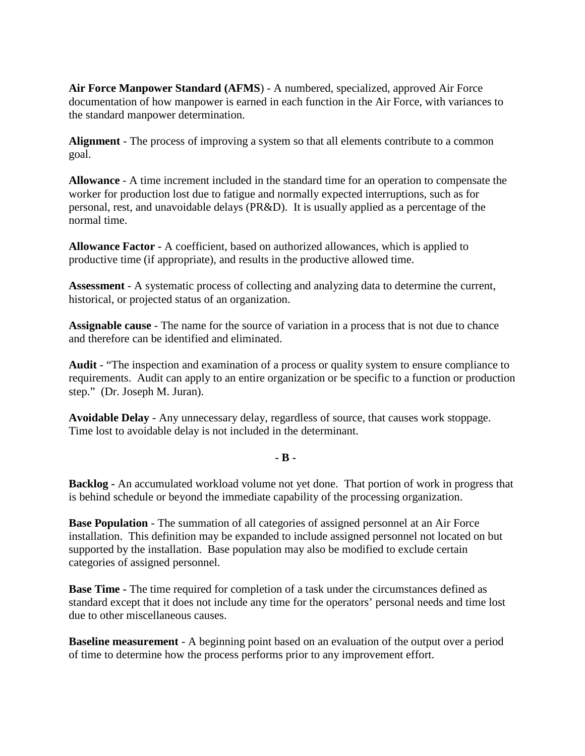**Air Force Manpower Standard (AFMS**) - A numbered, specialized, approved Air Force documentation of how manpower is earned in each function in the Air Force, with variances to the standard manpower determination.

**Alignment** - The process of improving a system so that all elements contribute to a common goal.

**Allowance** - A time increment included in the standard time for an operation to compensate the worker for production lost due to fatigue and normally expected interruptions, such as for personal, rest, and unavoidable delays (PR&D). It is usually applied as a percentage of the normal time.

**Allowance Factor -** A coefficient, based on authorized allowances, which is applied to productive time (if appropriate), and results in the productive allowed time.

**Assessment** - A systematic process of collecting and analyzing data to determine the current, historical, or projected status of an organization.

**Assignable cause** - The name for the source of variation in a process that is not due to chance and therefore can be identified and eliminated.

**Audit** - "The inspection and examination of a process or quality system to ensure compliance to requirements. Audit can apply to an entire organization or be specific to a function or production step." (Dr. Joseph M. Juran).

**Avoidable Delay** - Any unnecessary delay, regardless of source, that causes work stoppage. Time lost to avoidable delay is not included in the determinant.

**- B -**

**Backlog -** An accumulated workload volume not yet done. That portion of work in progress that is behind schedule or beyond the immediate capability of the processing organization.

**Base Population** - The summation of all categories of assigned personnel at an Air Force installation. This definition may be expanded to include assigned personnel not located on but supported by the installation. Base population may also be modified to exclude certain categories of assigned personnel.

**Base Time -** The time required for completion of a task under the circumstances defined as standard except that it does not include any time for the operators' personal needs and time lost due to other miscellaneous causes.

**Baseline measurement** - A beginning point based on an evaluation of the output over a period of time to determine how the process performs prior to any improvement effort.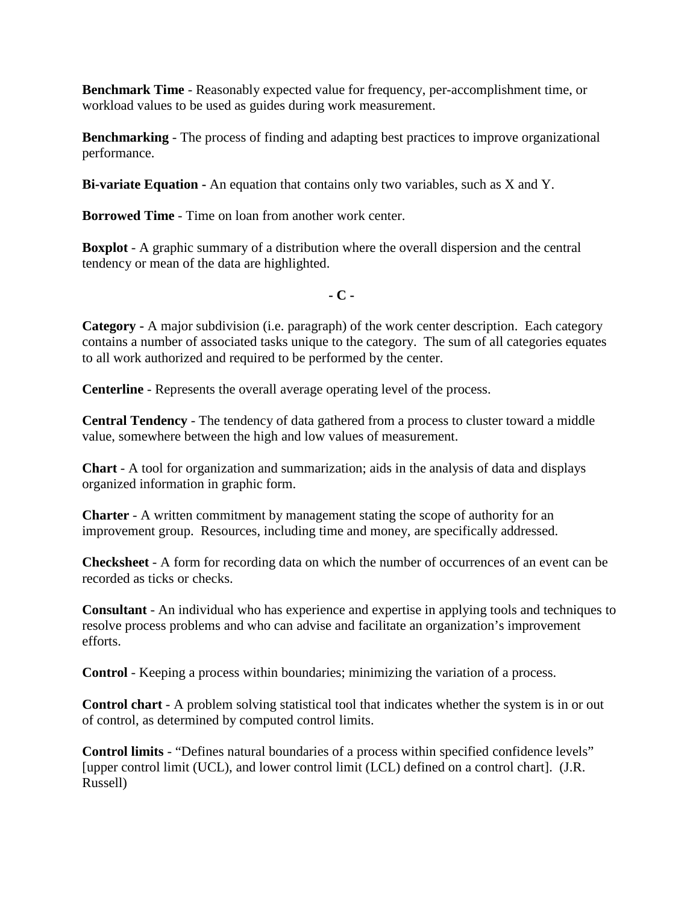**Benchmark Time** - Reasonably expected value for frequency, per-accomplishment time, or workload values to be used as guides during work measurement.

**Benchmarking** - The process of finding and adapting best practices to improve organizational performance.

**Bi-variate Equation -** An equation that contains only two variables, such as X and Y.

**Borrowed Time** - Time on loan from another work center.

**Boxplot** - A graphic summary of a distribution where the overall dispersion and the central tendency or mean of the data are highlighted.

**- C -**

**Category -** A major subdivision (i.e. paragraph) of the work center description. Each category contains a number of associated tasks unique to the category. The sum of all categories equates to all work authorized and required to be performed by the center.

**Centerline** - Represents the overall average operating level of the process.

**Central Tendency** - The tendency of data gathered from a process to cluster toward a middle value, somewhere between the high and low values of measurement.

**Chart** - A tool for organization and summarization; aids in the analysis of data and displays organized information in graphic form.

**Charter** - A written commitment by management stating the scope of authority for an improvement group. Resources, including time and money, are specifically addressed.

**Checksheet** - A form for recording data on which the number of occurrences of an event can be recorded as ticks or checks.

**Consultant** - An individual who has experience and expertise in applying tools and techniques to resolve process problems and who can advise and facilitate an organization's improvement efforts.

**Control** - Keeping a process within boundaries; minimizing the variation of a process.

**Control chart** - A problem solving statistical tool that indicates whether the system is in or out of control, as determined by computed control limits.

**Control limits** - "Defines natural boundaries of a process within specified confidence levels" [upper control limit (UCL), and lower control limit (LCL) defined on a control chart]. (J.R. Russell)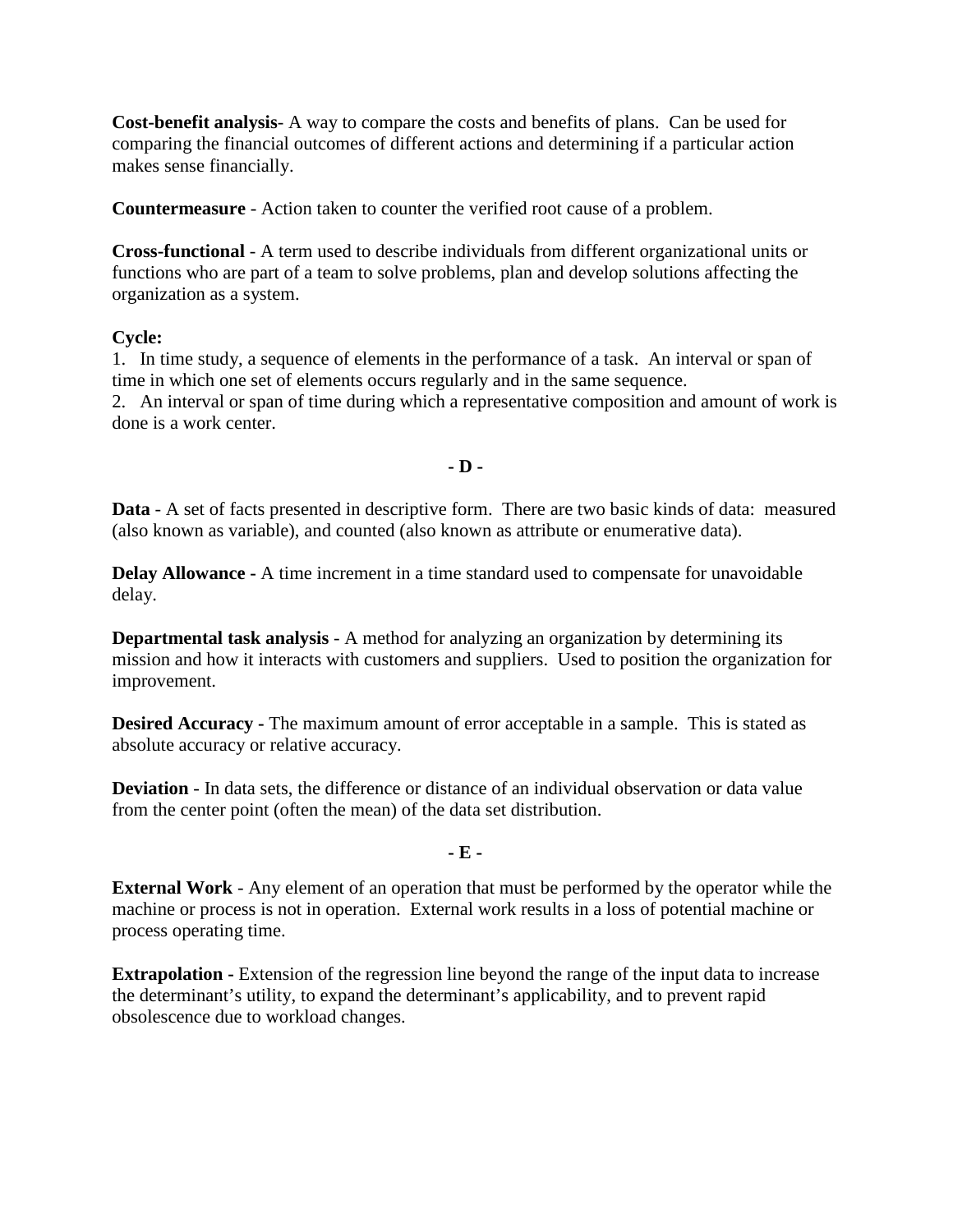**Cost-benefit analysis**- A way to compare the costs and benefits of plans. Can be used for comparing the financial outcomes of different actions and determining if a particular action makes sense financially.

**Countermeasure** - Action taken to counter the verified root cause of a problem.

**Cross-functional** - A term used to describe individuals from different organizational units or functions who are part of a team to solve problems, plan and develop solutions affecting the organization as a system.

**Cycle:**
1. In time study, a sequence of elements in the performance of a task. An interval or span of time in which one set of elements occurs regularly and in the same sequence.
2. An interval or span of time during which a representative composition and amount of work is done is a work center.

**- D -**

**Data** - A set of facts presented in descriptive form. There are two basic kinds of data: measured (also known as variable), and counted (also known as attribute or enumerative data).

**Delay Allowance -** A time increment in a time standard used to compensate for unavoidable delay.

**Departmental task analysis** - A method for analyzing an organization by determining its mission and how it interacts with customers and suppliers. Used to position the organization for improvement.

**Desired Accuracy -** The maximum amount of error acceptable in a sample. This is stated as absolute accuracy or relative accuracy.

**Deviation** - In data sets, the difference or distance of an individual observation or data value from the center point (often the mean) of the data set distribution.

**- E -**

**External Work** - Any element of an operation that must be performed by the operator while the machine or process is not in operation. External work results in a loss of potential machine or process operating time.

**Extrapolation -** Extension of the regression line beyond the range of the input data to increase the determinant's utility, to expand the determinant's applicability, and to prevent rapid obsolescence due to workload changes.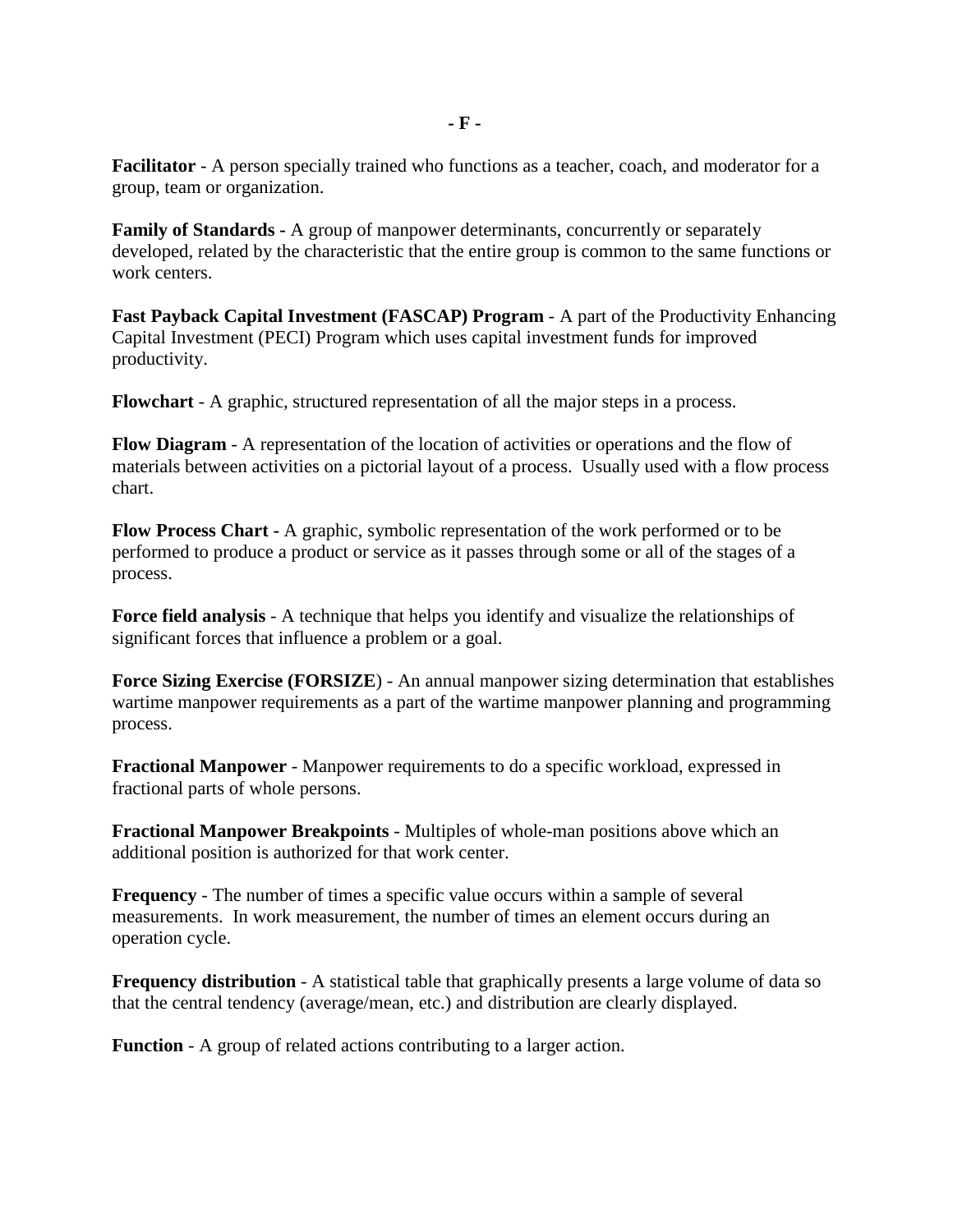## - F -

**Facilitator** - A person specially trained who functions as a teacher, coach, and moderator for a group, team or organization.

**Family of Standards -** A group of manpower determinants, concurrently or separately developed, related by the characteristic that the entire group is common to the same functions or work centers.

**Fast Payback Capital Investment (FASCAP) Program** - A part of the Productivity Enhancing Capital Investment (PECI) Program which uses capital investment funds for improved productivity.

**Flowchart** - A graphic, structured representation of all the major steps in a process.

**Flow Diagram** - A representation of the location of activities or operations and the flow of materials between activities on a pictorial layout of a process. Usually used with a flow process chart.

**Flow Process Chart -** A graphic, symbolic representation of the work performed or to be performed to produce a product or service as it passes through some or all of the stages of a process.

**Force field analysis** - A technique that helps you identify and visualize the relationships of significant forces that influence a problem or a goal.

**Force Sizing Exercise (FORSIZE**) - An annual manpower sizing determination that establishes wartime manpower requirements as a part of the wartime manpower planning and programming process.

**Fractional Manpower** - Manpower requirements to do a specific workload, expressed in fractional parts of whole persons.

**Fractional Manpower Breakpoints** - Multiples of whole-man positions above which an additional position is authorized for that work center.

**Frequency** - The number of times a specific value occurs within a sample of several measurements. In work measurement, the number of times an element occurs during an operation cycle.

**Frequency distribution** - A statistical table that graphically presents a large volume of data so that the central tendency (average/mean, etc.) and distribution are clearly displayed.

**Function** - A group of related actions contributing to a larger action.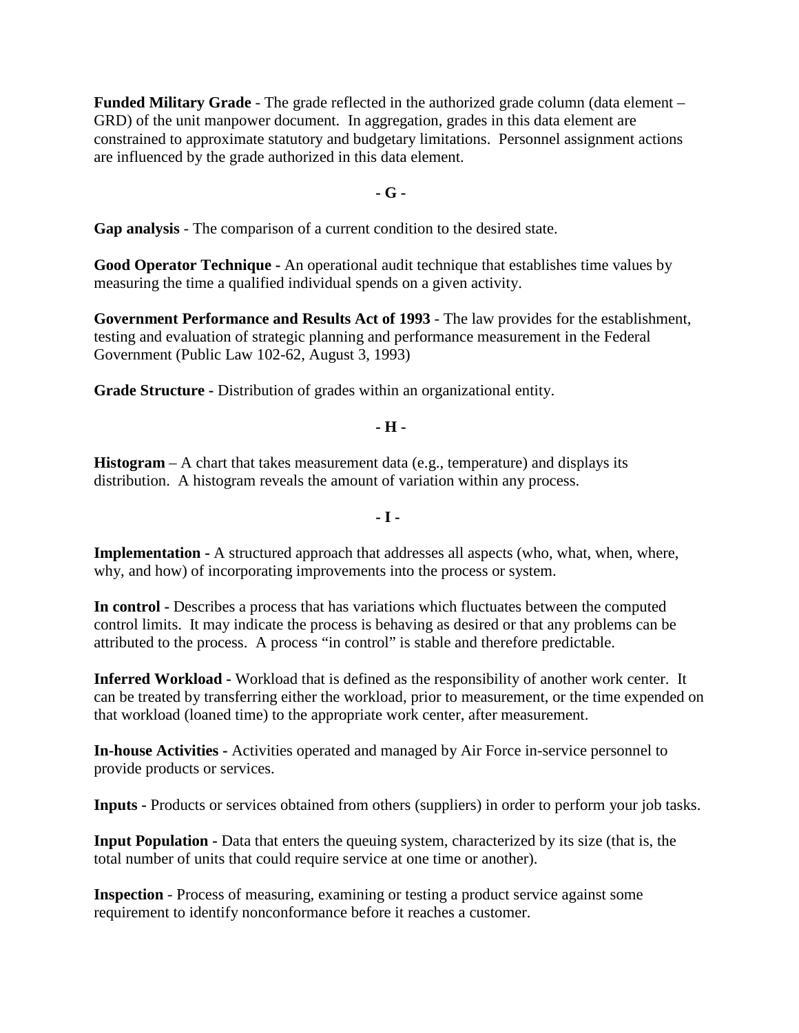**Funded Military Grade** - The grade reflected in the authorized grade column (data element – GRD) of the unit manpower document. In aggregation, grades in this data element are constrained to approximate statutory and budgetary limitations. Personnel assignment actions are influenced by the grade authorized in this data element.

**- G -**

**Gap analysis** - The comparison of a current condition to the desired state.

**Good Operator Technique -** An operational audit technique that establishes time values by measuring the time a qualified individual spends on a given activity.

**Government Performance and Results Act of 1993** - The law provides for the establishment, testing and evaluation of strategic planning and performance measurement in the Federal Government (Public Law 102-62, August 3, 1993)

**Grade Structure -** Distribution of grades within an organizational entity.

**- H -**

**Histogram** – A chart that takes measurement data (e.g., temperature) and displays its distribution. A histogram reveals the amount of variation within any process.

**- I -**

**Implementation -** A structured approach that addresses all aspects (who, what, when, where, why, and how) of incorporating improvements into the process or system.

**In control -** Describes a process that has variations which fluctuates between the computed control limits. It may indicate the process is behaving as desired or that any problems can be attributed to the process. A process "in control" is stable and therefore predictable.

**Inferred Workload -** Workload that is defined as the responsibility of another work center. It can be treated by transferring either the workload, prior to measurement, or the time expended on that workload (loaned time) to the appropriate work center, after measurement.

**In-house Activities -** Activities operated and managed by Air Force in-service personnel to provide products or services.

**Inputs -** Products or services obtained from others (suppliers) in order to perform your job tasks.

**Input Population -** Data that enters the queuing system, characterized by its size (that is, the total number of units that could require service at one time or another).

**Inspection** - Process of measuring, examining or testing a product service against some requirement to identify nonconformance before it reaches a customer.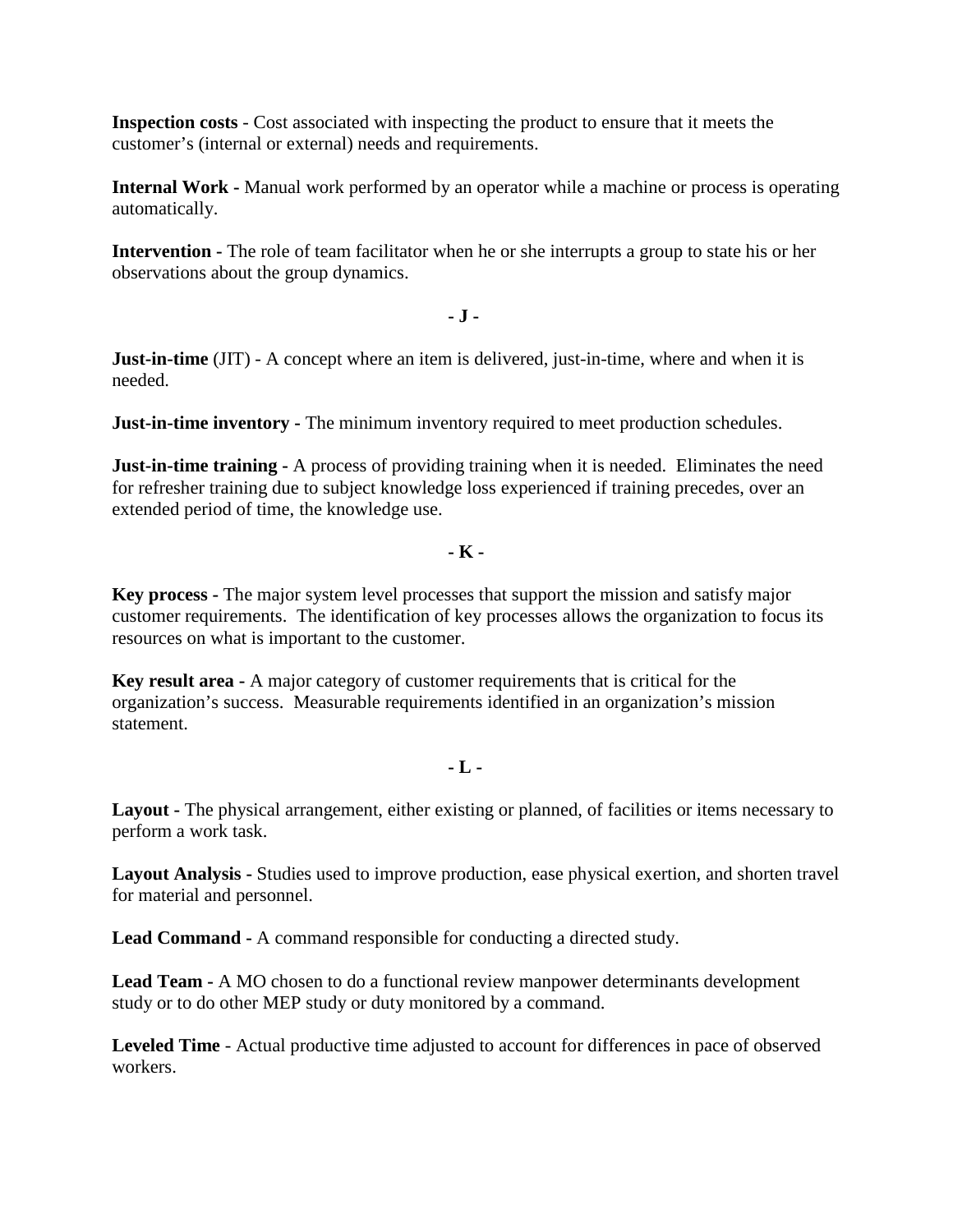**Inspection costs** - Cost associated with inspecting the product to ensure that it meets the customer's (internal or external) needs and requirements.

**Internal Work -** Manual work performed by an operator while a machine or process is operating automatically.

**Intervention -** The role of team facilitator when he or she interrupts a group to state his or her observations about the group dynamics.

**- J -**

**Just-in-time** (JIT) - A concept where an item is delivered, just-in-time, where and when it is needed.

**Just-in-time inventory -** The minimum inventory required to meet production schedules.

**Just-in-time training -** A process of providing training when it is needed. Eliminates the need for refresher training due to subject knowledge loss experienced if training precedes, over an extended period of time, the knowledge use.

**- K -**

**Key process -** The major system level processes that support the mission and satisfy major customer requirements. The identification of key processes allows the organization to focus its resources on what is important to the customer.

**Key result area -** A major category of customer requirements that is critical for the organization's success. Measurable requirements identified in an organization's mission statement.

**- L -**

**Layout -** The physical arrangement, either existing or planned, of facilities or items necessary to perform a work task.

**Layout Analysis -** Studies used to improve production, ease physical exertion, and shorten travel for material and personnel.

**Lead Command -** A command responsible for conducting a directed study.

**Lead Team -** A MO chosen to do a functional review manpower determinants development study or to do other MEP study or duty monitored by a command.

**Leveled Time** - Actual productive time adjusted to account for differences in pace of observed workers.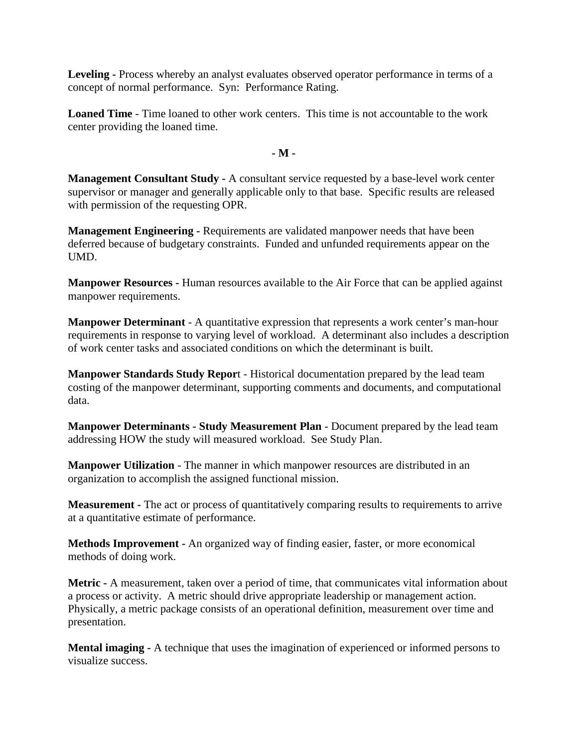**Leveling -** Process whereby an analyst evaluates observed operator performance in terms of a concept of normal performance. Syn: Performance Rating.

**Loaned Time** - Time loaned to other work centers. This time is not accountable to the work center providing the loaned time.

**- M -**

**Management Consultant Study -** A consultant service requested by a base-level work center supervisor or manager and generally applicable only to that base. Specific results are released with permission of the requesting OPR.

**Management Engineering -** Requirements are validated manpower needs that have been deferred because of budgetary constraints. Funded and unfunded requirements appear on the UMD.

**Manpower Resources -** Human resources available to the Air Force that can be applied against manpower requirements.

**Manpower Determinant** - A quantitative expression that represents a work center's man-hour requirements in response to varying level of workload. A determinant also includes a description of work center tasks and associated conditions on which the determinant is built.

**Manpower Standards Study Repor**t - Historical documentation prepared by the lead team costing of the manpower determinant, supporting comments and documents, and computational data.

**Manpower Determinants - Study Measurement Plan** - Document prepared by the lead team addressing HOW the study will measured workload. See Study Plan.

**Manpower Utilization** - The manner in which manpower resources are distributed in an organization to accomplish the assigned functional mission.

**Measurement -** The act or process of quantitatively comparing results to requirements to arrive at a quantitative estimate of performance.

**Methods Improvement -** An organized way of finding easier, faster, or more economical methods of doing work.

**Metric -** A measurement, taken over a period of time, that communicates vital information about a process or activity. A metric should drive appropriate leadership or management action. Physically, a metric package consists of an operational definition, measurement over time and presentation.

**Mental imaging -** A technique that uses the imagination of experienced or informed persons to visualize success.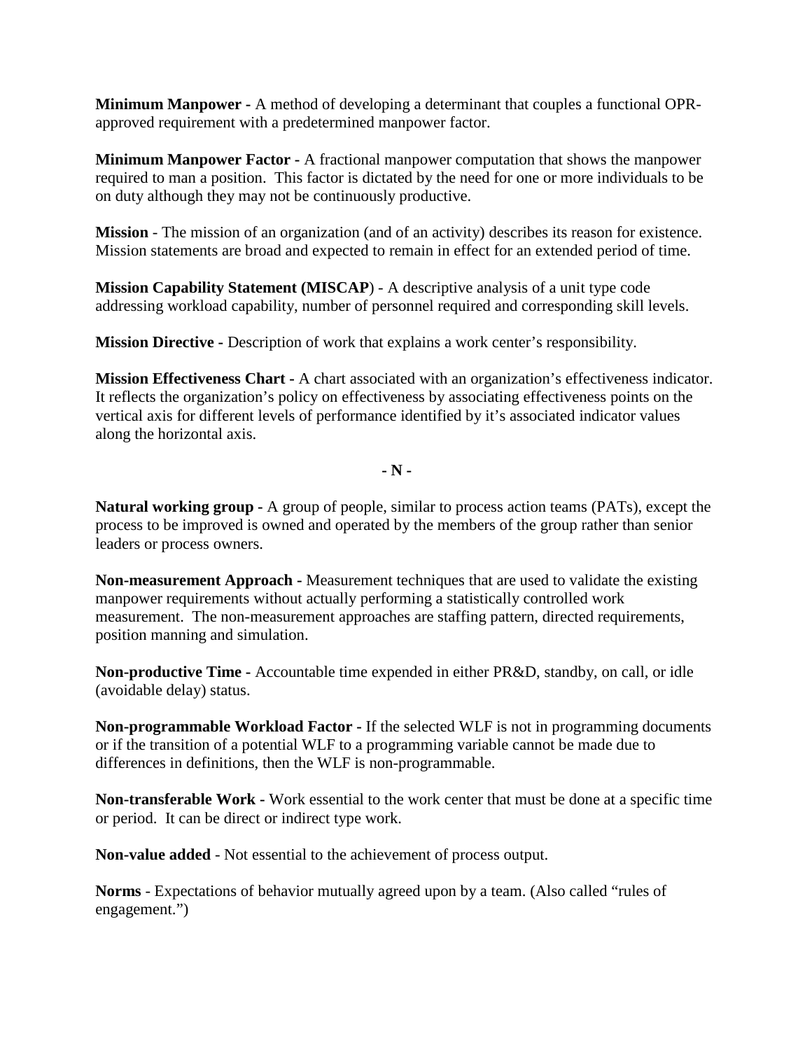**Minimum Manpower -** A method of developing a determinant that couples a functional OPR-approved requirement with a predetermined manpower factor.

**Minimum Manpower Factor -** A fractional manpower computation that shows the manpower required to man a position. This factor is dictated by the need for one or more individuals to be on duty although they may not be continuously productive.

**Mission** - The mission of an organization (and of an activity) describes its reason for existence. Mission statements are broad and expected to remain in effect for an extended period of time.

**Mission Capability Statement (MISCAP**) - A descriptive analysis of a unit type code addressing workload capability, number of personnel required and corresponding skill levels.

**Mission Directive -** Description of work that explains a work center's responsibility.

**Mission Effectiveness Chart -** A chart associated with an organization's effectiveness indicator. It reflects the organization's policy on effectiveness by associating effectiveness points on the vertical axis for different levels of performance identified by it's associated indicator values along the horizontal axis.

## - N -

**Natural working group -** A group of people, similar to process action teams (PATs), except the process to be improved is owned and operated by the members of the group rather than senior leaders or process owners.

**Non-measurement Approach -** Measurement techniques that are used to validate the existing manpower requirements without actually performing a statistically controlled work measurement. The non-measurement approaches are staffing pattern, directed requirements, position manning and simulation.

**Non-productive Time -** Accountable time expended in either PR&D, standby, on call, or idle (avoidable delay) status.

**Non-programmable Workload Factor -** If the selected WLF is not in programming documents or if the transition of a potential WLF to a programming variable cannot be made due to differences in definitions, then the WLF is non-programmable.

**Non-transferable Work -** Work essential to the work center that must be done at a specific time or period. It can be direct or indirect type work.

**Non-value added** - Not essential to the achievement of process output.

**Norms** - Expectations of behavior mutually agreed upon by a team. (Also called "rules of engagement.")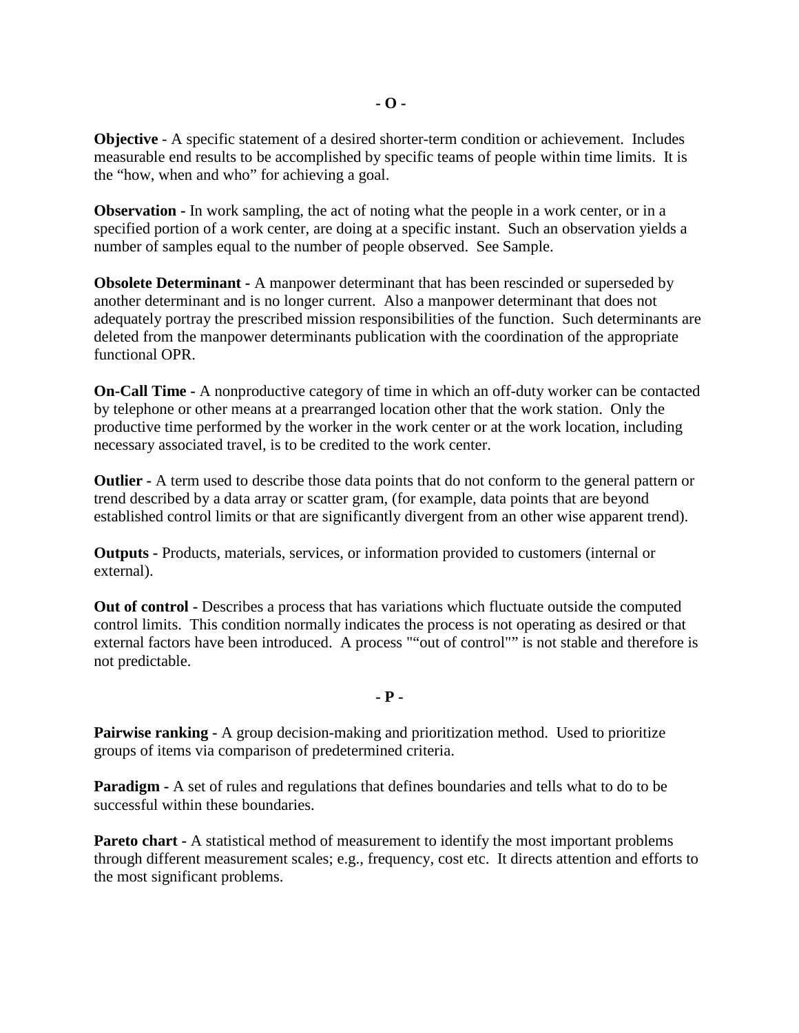## - O -

**Objective** - A specific statement of a desired shorter-term condition or achievement. Includes measurable end results to be accomplished by specific teams of people within time limits. It is the "how, when and who" for achieving a goal.

**Observation -** In work sampling, the act of noting what the people in a work center, or in a specified portion of a work center, are doing at a specific instant. Such an observation yields a number of samples equal to the number of people observed. See Sample.

**Obsolete Determinant -** A manpower determinant that has been rescinded or superseded by another determinant and is no longer current. Also a manpower determinant that does not adequately portray the prescribed mission responsibilities of the function. Such determinants are deleted from the manpower determinants publication with the coordination of the appropriate functional OPR.

**On-Call Time -** A nonproductive category of time in which an off-duty worker can be contacted by telephone or other means at a prearranged location other that the work station. Only the productive time performed by the worker in the work center or at the work location, including necessary associated travel, is to be credited to the work center.

**Outlier -** A term used to describe those data points that do not conform to the general pattern or trend described by a data array or scatter gram, (for example, data points that are beyond established control limits or that are significantly divergent from an other wise apparent trend).

**Outputs -** Products, materials, services, or information provided to customers (internal or external).

**Out of control -** Describes a process that has variations which fluctuate outside the computed control limits. This condition normally indicates the process is not operating as desired or that external factors have been introduced. A process ""out of control"" is not stable and therefore is not predictable.

## - P -

**Pairwise ranking -** A group decision-making and prioritization method. Used to prioritize groups of items via comparison of predetermined criteria.

**Paradigm -** A set of rules and regulations that defines boundaries and tells what to do to be successful within these boundaries.

**Pareto chart -** A statistical method of measurement to identify the most important problems through different measurement scales; e.g., frequency, cost etc. It directs attention and efforts to the most significant problems.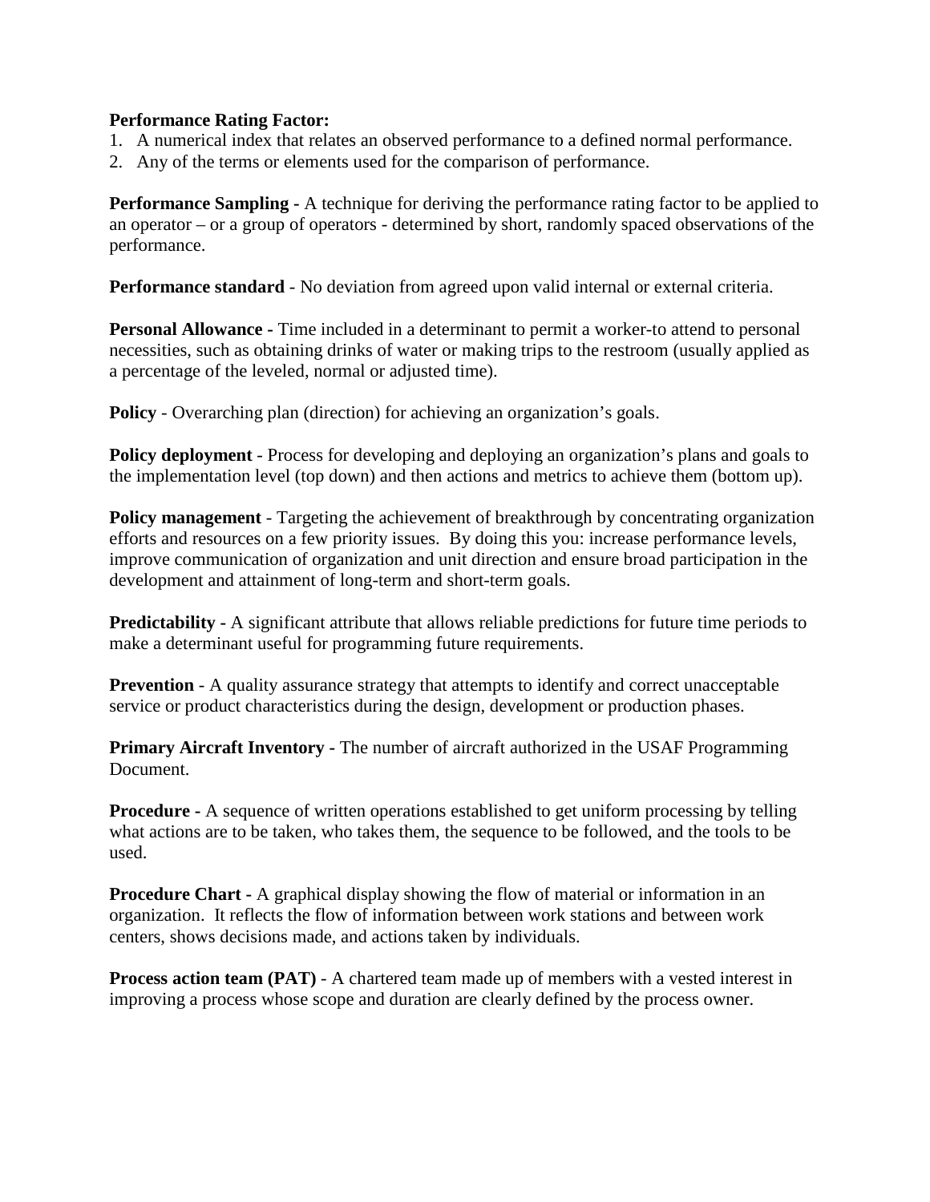**Performance Rating Factor:**

1. A numerical index that relates an observed performance to a defined normal performance.
2. Any of the terms or elements used for the comparison of performance.

**Performance Sampling -** A technique for deriving the performance rating factor to be applied to an operator – or a group of operators - determined by short, randomly spaced observations of the performance.

**Performance standard** - No deviation from agreed upon valid internal or external criteria.

**Personal Allowance -** Time included in a determinant to permit a worker-to attend to personal necessities, such as obtaining drinks of water or making trips to the restroom (usually applied as a percentage of the leveled, normal or adjusted time).

**Policy** - Overarching plan (direction) for achieving an organization's goals.

**Policy deployment** - Process for developing and deploying an organization's plans and goals to the implementation level (top down) and then actions and metrics to achieve them (bottom up).

**Policy management** - Targeting the achievement of breakthrough by concentrating organization efforts and resources on a few priority issues. By doing this you: increase performance levels, improve communication of organization and unit direction and ensure broad participation in the development and attainment of long-term and short-term goals.

**Predictability -** A significant attribute that allows reliable predictions for future time periods to make a determinant useful for programming future requirements.

**Prevention** - A quality assurance strategy that attempts to identify and correct unacceptable service or product characteristics during the design, development or production phases.

**Primary Aircraft Inventory -** The number of aircraft authorized in the USAF Programming Document.

**Procedure -** A sequence of written operations established to get uniform processing by telling what actions are to be taken, who takes them, the sequence to be followed, and the tools to be used.

**Procedure Chart -** A graphical display showing the flow of material or information in an organization. It reflects the flow of information between work stations and between work centers, shows decisions made, and actions taken by individuals.

**Process action team (PAT)** - A chartered team made up of members with a vested interest in improving a process whose scope and duration are clearly defined by the process owner.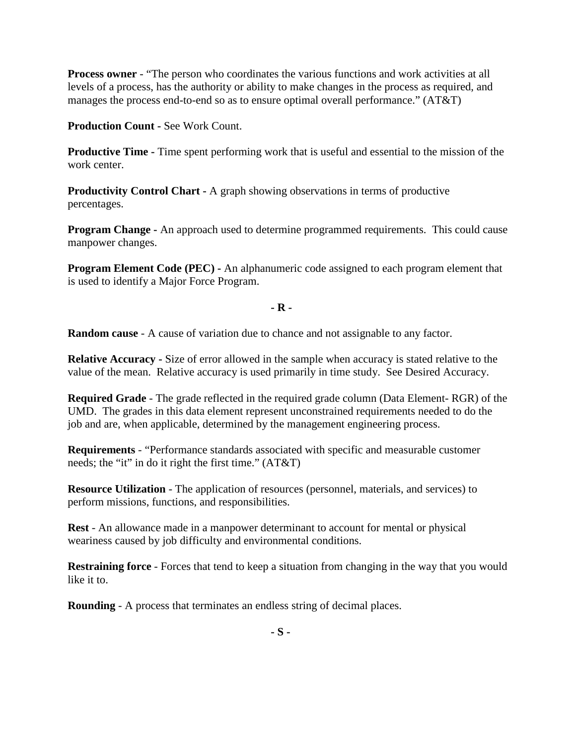**Process owner** - "The person who coordinates the various functions and work activities at all levels of a process, has the authority or ability to make changes in the process as required, and manages the process end-to-end so as to ensure optimal overall performance." (AT&T)

**Production Count -** See Work Count.

**Productive Time -** Time spent performing work that is useful and essential to the mission of the work center.

**Productivity Control Chart -** A graph showing observations in terms of productive percentages.

**Program Change -** An approach used to determine programmed requirements. This could cause manpower changes.

**Program Element Code (PEC) -** An alphanumeric code assigned to each program element that is used to identify a Major Force Program.

**- R -**

**Random cause** - A cause of variation due to chance and not assignable to any factor.

**Relative Accuracy -** Size of error allowed in the sample when accuracy is stated relative to the value of the mean. Relative accuracy is used primarily in time study. See Desired Accuracy.

**Required Grade** - The grade reflected in the required grade column (Data Element- RGR) of the UMD. The grades in this data element represent unconstrained requirements needed to do the job and are, when applicable, determined by the management engineering process.

**Requirements** - "Performance standards associated with specific and measurable customer needs; the "it" in do it right the first time." (AT&T)

**Resource Utilization** - The application of resources (personnel, materials, and services) to perform missions, functions, and responsibilities.

**Rest** - An allowance made in a manpower determinant to account for mental or physical weariness caused by job difficulty and environmental conditions.

**Restraining force** - Forces that tend to keep a situation from changing in the way that you would like it to.

**Rounding** - A process that terminates an endless string of decimal places.

**- S -**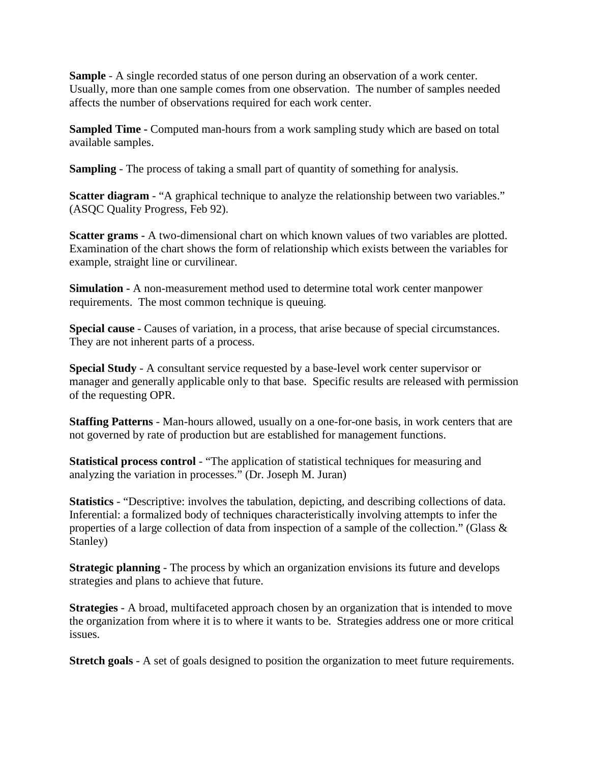**Sample** - A single recorded status of one person during an observation of a work center. Usually, more than one sample comes from one observation. The number of samples needed affects the number of observations required for each work center.

**Sampled Time -** Computed man-hours from a work sampling study which are based on total available samples.

**Sampling** - The process of taking a small part of quantity of something for analysis.

**Scatter diagram** - "A graphical technique to analyze the relationship between two variables." (ASQC Quality Progress, Feb 92).

**Scatter grams -** A two-dimensional chart on which known values of two variables are plotted. Examination of the chart shows the form of relationship which exists between the variables for example, straight line or curvilinear.

**Simulation -** A non-measurement method used to determine total work center manpower requirements. The most common technique is queuing.

**Special cause** - Causes of variation, in a process, that arise because of special circumstances. They are not inherent parts of a process.

**Special Study** - A consultant service requested by a base-level work center supervisor or manager and generally applicable only to that base. Specific results are released with permission of the requesting OPR.

**Staffing Patterns** - Man-hours allowed, usually on a one-for-one basis, in work centers that are not governed by rate of production but are established for management functions.

**Statistical process control** - "The application of statistical techniques for measuring and analyzing the variation in processes." (Dr. Joseph M. Juran)

**Statistics** - "Descriptive: involves the tabulation, depicting, and describing collections of data. Inferential: a formalized body of techniques characteristically involving attempts to infer the properties of a large collection of data from inspection of a sample of the collection." (Glass & Stanley)

**Strategic planning** - The process by which an organization envisions its future and develops strategies and plans to achieve that future.

**Strategies** - A broad, multifaceted approach chosen by an organization that is intended to move the organization from where it is to where it wants to be. Strategies address one or more critical issues.

**Stretch goals** - A set of goals designed to position the organization to meet future requirements.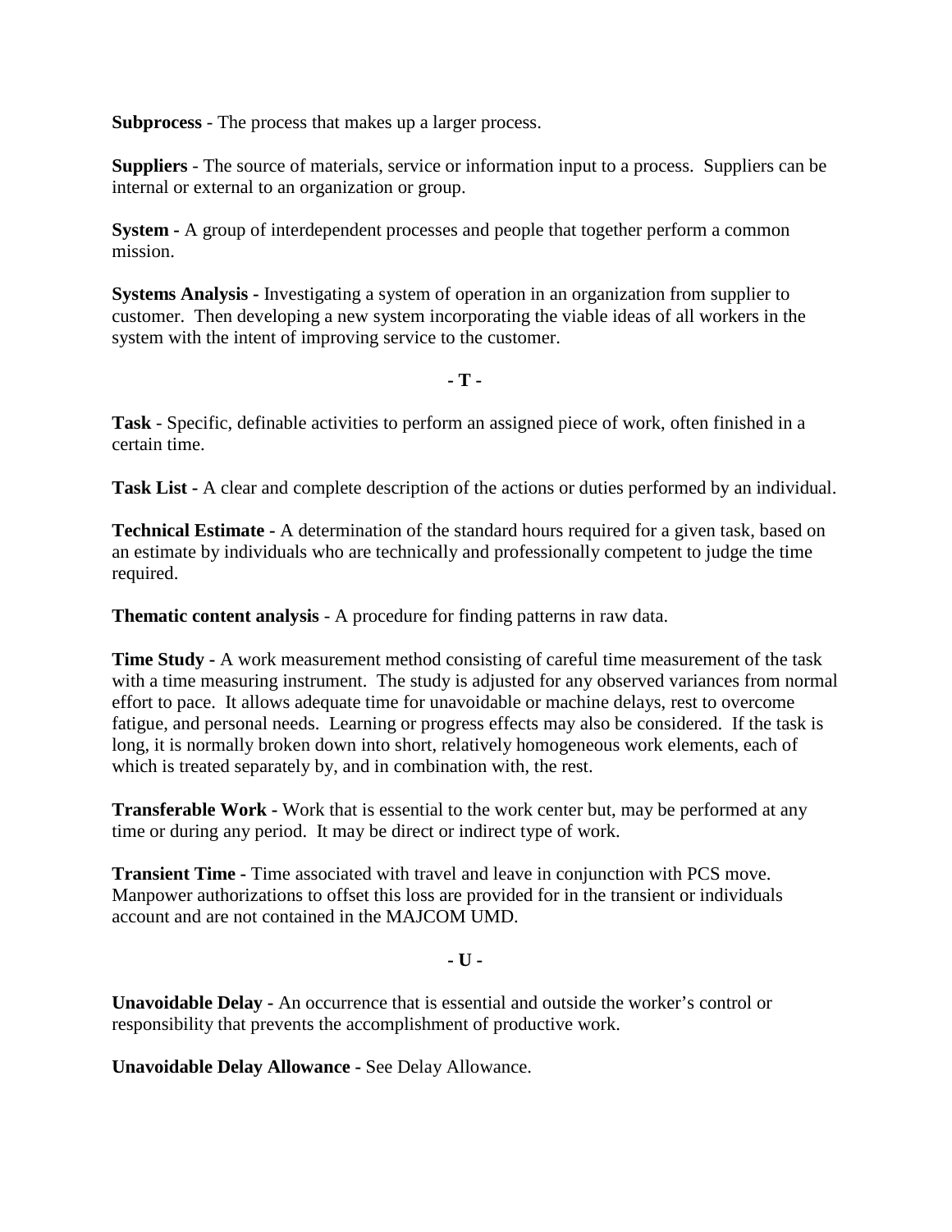**Subprocess** - The process that makes up a larger process.

**Suppliers** - The source of materials, service or information input to a process. Suppliers can be internal or external to an organization or group.

**System -** A group of interdependent processes and people that together perform a common mission.

**Systems Analysis -** Investigating a system of operation in an organization from supplier to customer. Then developing a new system incorporating the viable ideas of all workers in the system with the intent of improving service to the customer.

**- T -**

**Task** - Specific, definable activities to perform an assigned piece of work, often finished in a certain time.

**Task List -** A clear and complete description of the actions or duties performed by an individual.

**Technical Estimate -** A determination of the standard hours required for a given task, based on an estimate by individuals who are technically and professionally competent to judge the time required.

**Thematic content analysis** - A procedure for finding patterns in raw data.

**Time Study -** A work measurement method consisting of careful time measurement of the task with a time measuring instrument. The study is adjusted for any observed variances from normal effort to pace. It allows adequate time for unavoidable or machine delays, rest to overcome fatigue, and personal needs. Learning or progress effects may also be considered. If the task is long, it is normally broken down into short, relatively homogeneous work elements, each of which is treated separately by, and in combination with, the rest.

**Transferable Work -** Work that is essential to the work center but, may be performed at any time or during any period. It may be direct or indirect type of work.

**Transient Time -** Time associated with travel and leave in conjunction with PCS move. Manpower authorizations to offset this loss are provided for in the transient or individuals account and are not contained in the MAJCOM UMD.

**- U -**

**Unavoidable Delay -** An occurrence that is essential and outside the worker's control or responsibility that prevents the accomplishment of productive work.

**Unavoidable Delay Allowance -** See Delay Allowance.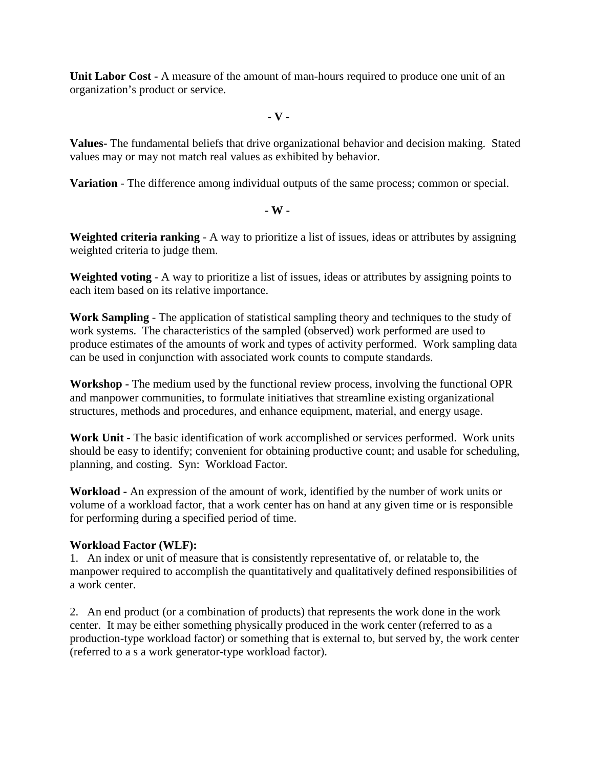**Unit Labor Cost -** A measure of the amount of man-hours required to produce one unit of an organization's product or service.

**- V -**

**Values-** The fundamental beliefs that drive organizational behavior and decision making. Stated values may or may not match real values as exhibited by behavior.

**Variation** - The difference among individual outputs of the same process; common or special.

**- W -**

**Weighted criteria ranking** - A way to prioritize a list of issues, ideas or attributes by assigning weighted criteria to judge them.

**Weighted voting** - A way to prioritize a list of issues, ideas or attributes by assigning points to each item based on its relative importance.

**Work Sampling** - The application of statistical sampling theory and techniques to the study of work systems. The characteristics of the sampled (observed) work performed are used to produce estimates of the amounts of work and types of activity performed. Work sampling data can be used in conjunction with associated work counts to compute standards.

**Workshop -** The medium used by the functional review process, involving the functional OPR and manpower communities, to formulate initiatives that streamline existing organizational structures, methods and procedures, and enhance equipment, material, and energy usage.

**Work Unit -** The basic identification of work accomplished or services performed. Work units should be easy to identify; convenient for obtaining productive count; and usable for scheduling, planning, and costing. Syn: Workload Factor.

**Workload -** An expression of the amount of work, identified by the number of work units or volume of a workload factor, that a work center has on hand at any given time or is responsible for performing during a specified period of time.

**Workload Factor (WLF):**

1. An index or unit of measure that is consistently representative of, or relatable to, the manpower required to accomplish the quantitatively and qualitatively defined responsibilities of a work center.

2. An end product (or a combination of products) that represents the work done in the work center. It may be either something physically produced in the work center (referred to as a production-type workload factor) or something that is external to, but served by, the work center (referred to a s a work generator-type workload factor).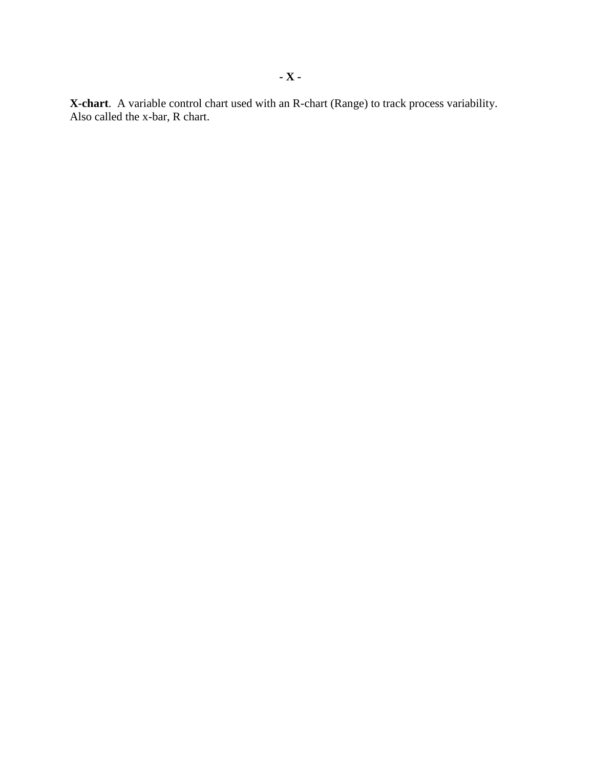## - X -

**X-chart**. A variable control chart used with an R-chart (Range) to track process variability. Also called the x-bar, R chart.